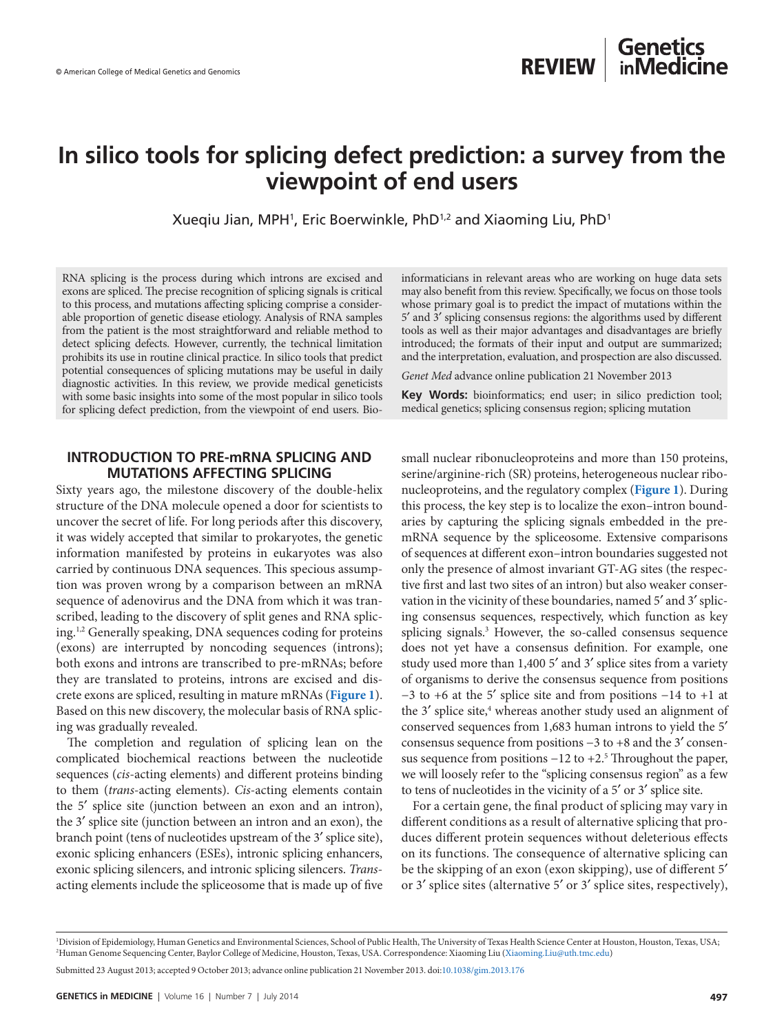© American College of Medical Genetics and Genomics

REVIEW | Genetics inMedicine

# In silico tools for splicing defect prediction: a survey from the viewpoint of end users

Xueqiu Jian, MPH[1], Eric Boerwinkle, PhD[1,2] and Xiaoming Liu, PhD[1]

RNA splicing is the process during which introns are excised and exons are spliced. The precise recognition of splicing signals is critical to this process, and mutations affecting splicing comprise a considerable proportion of genetic disease etiology. Analysis of RNA samples from the patient is the most straightforward and reliable method to detect splicing defects. However, currently, the technical limitation prohibits its use in routine clinical practice. In silico tools that predict potential consequences of splicing mutations may be useful in daily diagnostic activities. In this review, we provide medical geneticists with some basic insights into some of the most popular in silico tools for splicing defect prediction, from the viewpoint of end users. Bioinformaticians in relevant areas who are working on huge data sets may also benefit from this review. Specifically, we focus on those tools whose primary goal is to predict the impact of mutations within the 5′ and 3′ splicing consensus regions: the algorithms used by different tools as well as their major advantages and disadvantages are briefly introduced; the formats of their input and output are summarized; and the interpretation, evaluation, and prospection are also discussed.

*Genet Med* advance online publication 21 November 2013

**Key Words:** bioinformatics; end user; in silico prediction tool; medical genetics; splicing consensus region; splicing mutation

## INTRODUCTION TO PRE-mRNA SPLICING AND MUTATIONS AFFECTING SPLICING

Sixty years ago, the milestone discovery of the double-helix structure of the DNA molecule opened a door for scientists to uncover the secret of life. For long periods after this discovery, it was widely accepted that similar to prokaryotes, the genetic information manifested by proteins in eukaryotes was also carried by continuous DNA sequences. This specious assumption was proven wrong by a comparison between an mRNA sequence of adenovirus and the DNA from which it was transcribed, leading to the discovery of split genes and RNA splicing.[1,2] Generally speaking, DNA sequences coding for proteins (exons) are interrupted by noncoding sequences (introns); both exons and introns are transcribed to pre-mRNAs; before they are translated to proteins, introns are excised and discrete exons are spliced, resulting in mature mRNAs (**Figure 1**). Based on this new discovery, the molecular basis of RNA splicing was gradually revealed.

The completion and regulation of splicing lean on the complicated biochemical reactions between the nucleotide sequences (*cis*-acting elements) and different proteins binding to them (*trans*-acting elements). *Cis*-acting elements contain the 5′ splice site (junction between an exon and an intron), the 3′ splice site (junction between an intron and an exon), the branch point (tens of nucleotides upstream of the 3′ splice site), exonic splicing enhancers (ESEs), intronic splicing enhancers, exonic splicing silencers, and intronic splicing silencers. *Trans*-acting elements include the spliceosome that is made up of five small nuclear ribonucleoproteins and more than 150 proteins, serine/arginine-rich (SR) proteins, heterogeneous nuclear ribonucleoproteins, and the regulatory complex (**Figure 1**). During this process, the key step is to localize the exon–intron boundaries by capturing the splicing signals embedded in the pre-mRNA sequence by the spliceosome. Extensive comparisons of sequences at different exon–intron boundaries suggested not only the presence of almost invariant GT-AG sites (the respective first and last two sites of an intron) but also weaker conservation in the vicinity of these boundaries, named 5′ and 3′ splicing consensus sequences, respectively, which function as key splicing signals.[3] However, the so-called consensus sequence does not yet have a consensus definition. For example, one study used more than 1,400 5′ and 3′ splice sites from a variety of organisms to derive the consensus sequence from positions −3 to +6 at the 5′ splice site and from positions −14 to +1 at the 3′ splice site,[4] whereas another study used an alignment of conserved sequences from 1,683 human introns to yield the 5′ consensus sequence from positions −3 to +8 and the 3′ consensus sequence from positions −12 to +2.[5] Throughout the paper, we will loosely refer to the "splicing consensus region" as a few to tens of nucleotides in the vicinity of a 5′ or 3′ splice site.

For a certain gene, the final product of splicing may vary in different conditions as a result of alternative splicing that produces different protein sequences without deleterious effects on its functions. The consequence of alternative splicing can be the skipping of an exon (exon skipping), use of different 5′ or 3′ splice sites (alternative 5′ or 3′ splice sites, respectively),

[1]Division of Epidemiology, Human Genetics and Environmental Sciences, School of Public Health, The University of Texas Health Science Center at Houston, Houston, Texas, USA; [2]Human Genome Sequencing Center, Baylor College of Medicine, Houston, Texas, USA. Correspondence: Xiaoming Liu (Xiaoming.Liu@uth.tmc.edu)

Submitted 23 August 2013; accepted 9 October 2013; advance online publication 21 November 2013. doi:10.1038/gim.2013.176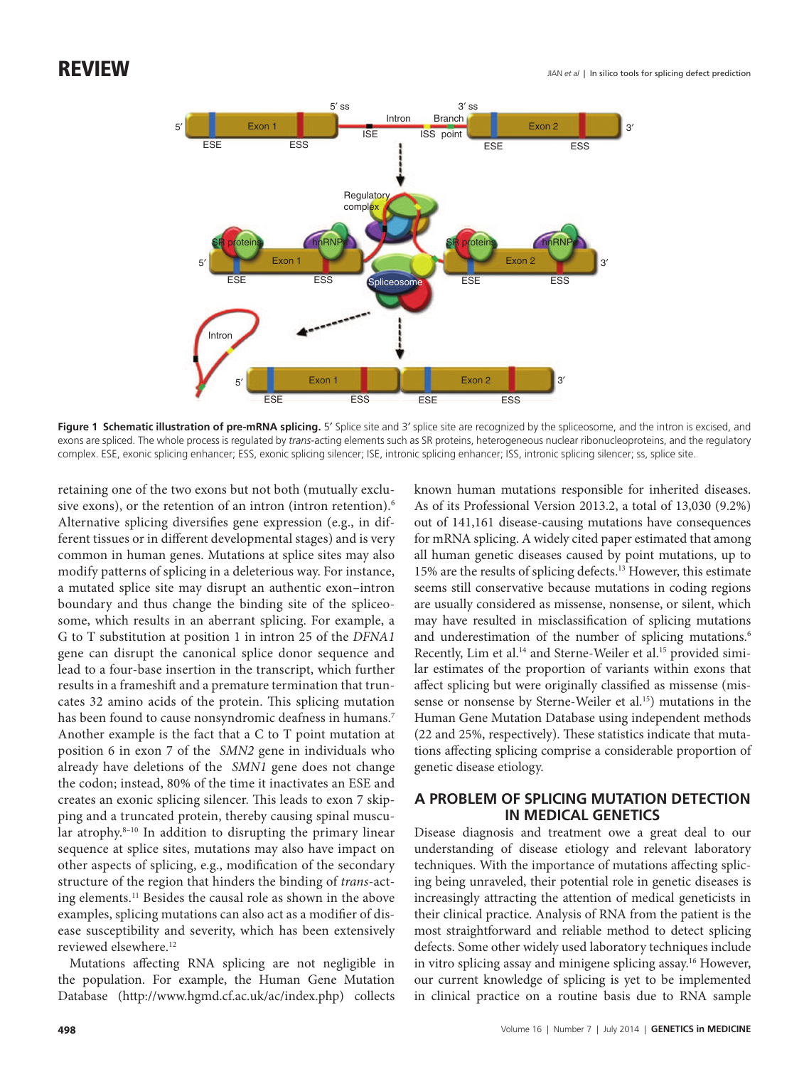**Figure 1 Schematic illustration of pre-mRNA splicing.** 5′ Splice site and 3′ splice site are recognized by the spliceosome, and the intron is excised, and exons are spliced. The whole process is regulated by *trans*-acting elements such as SR proteins, heterogeneous nuclear ribonucleoproteins, and the regulatory complex. ESE, exonic splicing enhancer; ESS, exonic splicing silencer; ISE, intronic splicing enhancer; ISS, intronic splicing silencer; ss, splice site.

retaining one of the two exons but not both (mutually exclusive exons), or the retention of an intron (intron retention).[6] Alternative splicing diversifies gene expression (e.g., in different tissues or in different developmental stages) and is very common in human genes. Mutations at splice sites may also modify patterns of splicing in a deleterious way. For instance, a mutated splice site may disrupt an authentic exon–intron boundary and thus change the binding site of the spliceosome, which results in an aberrant splicing. For example, a G to T substitution at position 1 in intron 25 of the *DFNA1* gene can disrupt the canonical splice donor sequence and lead to a four-base insertion in the transcript, which further results in a frameshift and a premature termination that truncates 32 amino acids of the protein. This splicing mutation has been found to cause nonsyndromic deafness in humans.[7] Another example is the fact that a C to T point mutation at position 6 in exon 7 of the *SMN2* gene in individuals who already have deletions of the *SMN1* gene does not change the codon; instead, 80% of the time it inactivates an ESE and creates an exonic splicing silencer. This leads to exon 7 skipping and a truncated protein, thereby causing spinal muscular atrophy.[8–10] In addition to disrupting the primary linear sequence at splice sites, mutations may also have impact on other aspects of splicing, e.g., modification of the secondary structure of the region that hinders the binding of *trans*-acting elements.[11] Besides the causal role as shown in the above examples, splicing mutations can also act as a modifier of disease susceptibility and severity, which has been extensively reviewed elsewhere.[12]

Mutations affecting RNA splicing are not negligible in the population. For example, the Human Gene Mutation Database (http://www.hgmd.cf.ac.uk/ac/index.php) collects known human mutations responsible for inherited diseases. As of its Professional Version 2013.2, a total of 13,030 (9.2%) out of 141,161 disease-causing mutations have consequences for mRNA splicing. A widely cited paper estimated that among all human genetic diseases caused by point mutations, up to 15% are the results of splicing defects.[13] However, this estimate seems still conservative because mutations in coding regions are usually considered as missense, nonsense, or silent, which may have resulted in misclassification of splicing mutations and underestimation of the number of splicing mutations.[6] Recently, Lim et al.[14] and Sterne-Weiler et al.[15] provided similar estimates of the proportion of variants within exons that affect splicing but were originally classified as missense (missense or nonsense by Sterne-Weiler et al.[15]) mutations in the Human Gene Mutation Database using independent methods (22 and 25%, respectively). These statistics indicate that mutations affecting splicing comprise a considerable proportion of genetic disease etiology.

## A PROBLEM OF SPLICING MUTATION DETECTION IN MEDICAL GENETICS

Disease diagnosis and treatment owe a great deal to our understanding of disease etiology and relevant laboratory techniques. With the importance of mutations affecting splicing being unraveled, their potential role in genetic diseases is increasingly attracting the attention of medical geneticists in their clinical practice. Analysis of RNA from the patient is the most straightforward and reliable method to detect splicing defects. Some other widely used laboratory techniques include in vitro splicing assay and minigene splicing assay.[16] However, our current knowledge of splicing is yet to be implemented in clinical practice on a routine basis due to RNA sample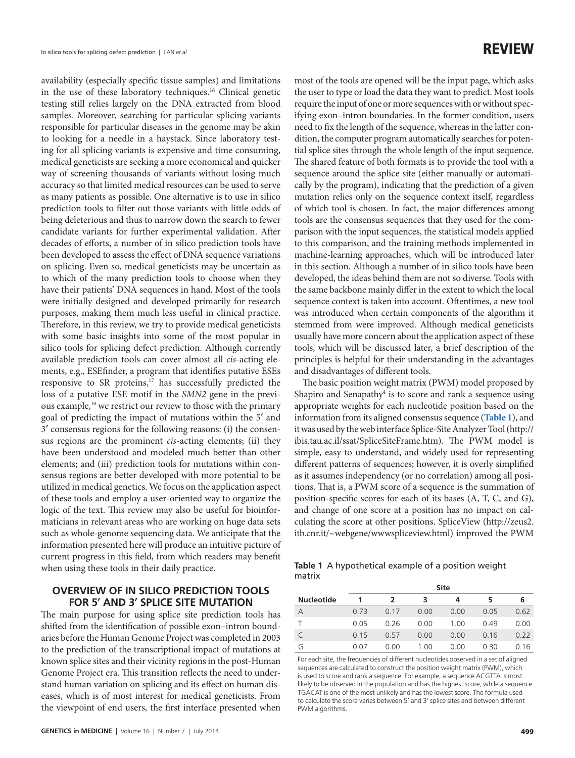availability (especially specific tissue samples) and limitations in the use of these laboratory techniques.[16] Clinical genetic testing still relies largely on the DNA extracted from blood samples. Moreover, searching for particular splicing variants responsible for particular diseases in the genome may be akin to looking for a needle in a haystack. Since laboratory testing for all splicing variants is expensive and time consuming, medical geneticists are seeking a more economical and quicker way of screening thousands of variants without losing much accuracy so that limited medical resources can be used to serve as many patients as possible. One alternative is to use in silico prediction tools to filter out those variants with little odds of being deleterious and thus to narrow down the search to fewer candidate variants for further experimental validation. After decades of efforts, a number of in silico prediction tools have been developed to assess the effect of DNA sequence variations on splicing. Even so, medical geneticists may be uncertain as to which of the many prediction tools to choose when they have their patients' DNA sequences in hand. Most of the tools were initially designed and developed primarily for research purposes, making them much less useful in clinical practice. Therefore, in this review, we try to provide medical geneticists with some basic insights into some of the most popular in silico tools for splicing defect prediction. Although currently available prediction tools can cover almost all *cis*-acting elements, e.g., ESEfinder, a program that identifies putative ESEs responsive to SR proteins,[17] has successfully predicted the loss of a putative ESE motif in the *SMN2* gene in the previous example,[10] we restrict our review to those with the primary goal of predicting the impact of mutations within the 5′ and 3′ consensus regions for the following reasons: (i) the consensus regions are the prominent *cis*-acting elements; (ii) they have been understood and modeled much better than other elements; and (iii) prediction tools for mutations within consensus regions are better developed with more potential to be utilized in medical genetics. We focus on the application aspect of these tools and employ a user-oriented way to organize the logic of the text. This review may also be useful for bioinformaticians in relevant areas who are working on huge data sets such as whole-genome sequencing data. We anticipate that the information presented here will produce an intuitive picture of current progress in this field, from which readers may benefit when using these tools in their daily practice.

## OVERVIEW OF IN SILICO PREDICTION TOOLS FOR 5′ AND 3′ SPLICE SITE MUTATION

The main purpose for using splice site prediction tools has shifted from the identification of possible exon–intron boundaries before the Human Genome Project was completed in 2003 to the prediction of the transcriptional impact of mutations at known splice sites and their vicinity regions in the post-Human Genome Project era. This transition reflects the need to understand human variation on splicing and its effect on human diseases, which is of most interest for medical geneticists. From the viewpoint of end users, the first interface presented when most of the tools are opened will be the input page, which asks the user to type or load the data they want to predict. Most tools require the input of one or more sequences with or without specifying exon–intron boundaries. In the former condition, users need to fix the length of the sequence, whereas in the latter condition, the computer program automatically searches for potential splice sites through the whole length of the input sequence. The shared feature of both formats is to provide the tool with a sequence around the splice site (either manually or automatically by the program), indicating that the prediction of a given mutation relies only on the sequence context itself, regardless of which tool is chosen. In fact, the major differences among tools are the consensus sequences that they used for the comparison with the input sequences, the statistical models applied to this comparison, and the training methods implemented in machine-learning approaches, which will be introduced later in this section. Although a number of in silico tools have been developed, the ideas behind them are not so diverse. Tools with the same backbone mainly differ in the extent to which the local sequence context is taken into account. Oftentimes, a new tool was introduced when certain components of the algorithm it stemmed from were improved. Although medical geneticists usually have more concern about the application aspect of these tools, which will be discussed later, a brief description of the principles is helpful for their understanding in the advantages and disadvantages of different tools.

The basic position weight matrix (PWM) model proposed by Shapiro and Senapathy[4] is to score and rank a sequence using appropriate weights for each nucleotide position based on the information from its aligned consensus sequence (**Table 1**), and it was used by the web interface Splice-Site Analyzer Tool (http://ibis.tau.ac.il/ssat/SpliceSiteFrame.htm). The PWM model is simple, easy to understand, and widely used for representing different patterns of sequences; however, it is overly simplified as it assumes independency (or no correlation) among all positions. That is, a PWM score of a sequence is the summation of position-specific scores for each of its bases (A, T, C, and G), and change of one score at a position has no impact on calculating the score at other positions. SpliceView (http://zeus2.itb.cnr.it/~webgene/wwwspliceview.html) improved the PWM

**Table 1** A hypothetical example of a position weight matrix

| Nucleotide | Site 1 | 2 | 3 | 4 | 5 | 6 |
|---|---|---|---|---|---|---|
| A | 0.73 | 0.17 | 0.00 | 0.00 | 0.05 | 0.62 |
| T | 0.05 | 0.26 | 0.00 | 1.00 | 0.49 | 0.00 |
| C | 0.15 | 0.57 | 0.00 | 0.00 | 0.16 | 0.22 |
| G | 0.07 | 0.00 | 1.00 | 0.00 | 0.30 | 0.16 |

For each site, the frequencies of different nucleotides observed in a set of aligned sequences are calculated to construct the position weight matrix (PWM), which is used to score and rank a sequence. For example, a sequence ACGTTA is most likely to be observed in the population and has the highest score, while a sequence TGACAT is one of the most unlikely and has the lowest score. The formula used to calculate the score varies between 5′ and 3′ splice sites and between different PWM algorithms.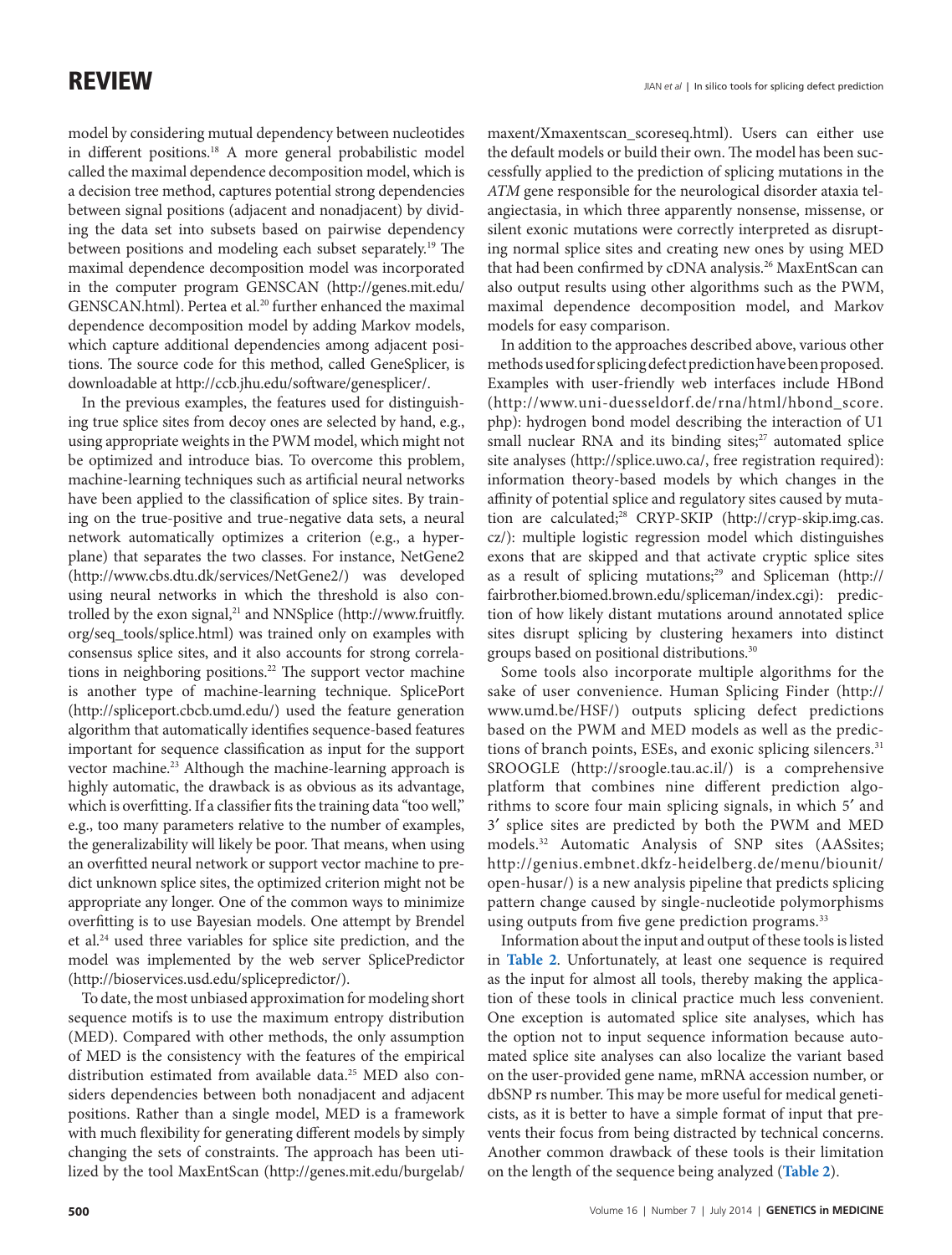model by considering mutual dependency between nucleotides in different positions.[18] A more general probabilistic model called the maximal dependence decomposition model, which is a decision tree method, captures potential strong dependencies between signal positions (adjacent and nonadjacent) by dividing the data set into subsets based on pairwise dependency between positions and modeling each subset separately.[19] The maximal dependence decomposition model was incorporated in the computer program GENSCAN (http://genes.mit.edu/GENSCAN.html). Pertea et al.[20] further enhanced the maximal dependence decomposition model by adding Markov models, which capture additional dependencies among adjacent positions. The source code for this method, called GeneSplicer, is downloadable at http://ccb.jhu.edu/software/genesplicer/.

In the previous examples, the features used for distinguishing true splice sites from decoy ones are selected by hand, e.g., using appropriate weights in the PWM model, which might not be optimized and introduce bias. To overcome this problem, machine-learning techniques such as artificial neural networks have been applied to the classification of splice sites. By training on the true-positive and true-negative data sets, a neural network automatically optimizes a criterion (e.g., a hyperplane) that separates the two classes. For instance, NetGene2 (http://www.cbs.dtu.dk/services/NetGene2/) was developed using neural networks in which the threshold is also controlled by the exon signal,[21] and NNSplice (http://www.fruitfly.org/seq_tools/splice.html) was trained only on examples with consensus splice sites, and it also accounts for strong correlations in neighboring positions.[22] The support vector machine is another type of machine-learning technique. SplicePort (http://spliceport.cbcb.umd.edu/) used the feature generation algorithm that automatically identifies sequence-based features important for sequence classification as input for the support vector machine.[23] Although the machine-learning approach is highly automatic, the drawback is as obvious as its advantage, which is overfitting. If a classifier fits the training data "too well," e.g., too many parameters relative to the number of examples, the generalizability will likely be poor. That means, when using an overfitted neural network or support vector machine to predict unknown splice sites, the optimized criterion might not be appropriate any longer. One of the common ways to minimize overfitting is to use Bayesian models. One attempt by Brendel et al.[24] used three variables for splice site prediction, and the model was implemented by the web server SplicePredictor (http://bioservices.usd.edu/splicepredictor/).

To date, the most unbiased approximation for modeling short sequence motifs is to use the maximum entropy distribution (MED). Compared with other methods, the only assumption of MED is the consistency with the features of the empirical distribution estimated from available data.[25] MED also considers dependencies between both nonadjacent and adjacent positions. Rather than a single model, MED is a framework with much flexibility for generating different models by simply changing the sets of constraints. The approach has been utilized by the tool MaxEntScan (http://genes.mit.edu/burgelab/maxent/Xmaxentscan_scoreseq.html). Users can either use the default models or build their own. The model has been successfully applied to the prediction of splicing mutations in the *ATM* gene responsible for the neurological disorder ataxia telangiectasia, in which three apparently nonsense, missense, or silent exonic mutations were correctly interpreted as disrupting normal splice sites and creating new ones by using MED that had been confirmed by cDNA analysis.[26] MaxEntScan can also output results using other algorithms such as the PWM, maximal dependence decomposition model, and Markov models for easy comparison.

In addition to the approaches described above, various other methods used for splicing defect prediction have been proposed. Examples with user-friendly web interfaces include HBond (http://www.uni-duesseldorf.de/rna/html/hbond_score.php): hydrogen bond model describing the interaction of U1 small nuclear RNA and its binding sites;[27] automated splice site analyses (http://splice.uwo.ca/, free registration required): information theory-based models by which changes in the affinity of potential splice and regulatory sites caused by mutation are calculated;[28] CRYP-SKIP (http://cryp-skip.img.cas.cz/): multiple logistic regression model which distinguishes exons that are skipped and that activate cryptic splice sites as a result of splicing mutations;[29] and Spliceman (http://fairbrother.biomed.brown.edu/spliceman/index.cgi): prediction of how likely distant mutations around annotated splice sites disrupt splicing by clustering hexamers into distinct groups based on positional distributions.[30]

Some tools also incorporate multiple algorithms for the sake of user convenience. Human Splicing Finder (http://www.umd.be/HSF/) outputs splicing defect predictions based on the PWM and MED models as well as the predictions of branch points, ESEs, and exonic splicing silencers.[31] SROOGLE (http://sroogle.tau.ac.il/) is a comprehensive platform that combines nine different prediction algorithms to score four main splicing signals, in which 5′ and 3′ splice sites are predicted by both the PWM and MED models.[32] Automatic Analysis of SNP sites (AASsites; http://genius.embnet.dkfz-heidelberg.de/menu/biounit/open-husar/) is a new analysis pipeline that predicts splicing pattern change caused by single-nucleotide polymorphisms using outputs from five gene prediction programs.[33]

Information about the input and output of these tools is listed in **Table 2**. Unfortunately, at least one sequence is required as the input for almost all tools, thereby making the application of these tools in clinical practice much less convenient. One exception is automated splice site analyses, which has the option not to input sequence information because automated splice site analyses can also localize the variant based on the user-provided gene name, mRNA accession number, or dbSNP rs number. This may be more useful for medical geneticists, as it is better to have a simple format of input that prevents their focus from being distracted by technical concerns. Another common drawback of these tools is their limitation on the length of the sequence being analyzed (**Table 2**).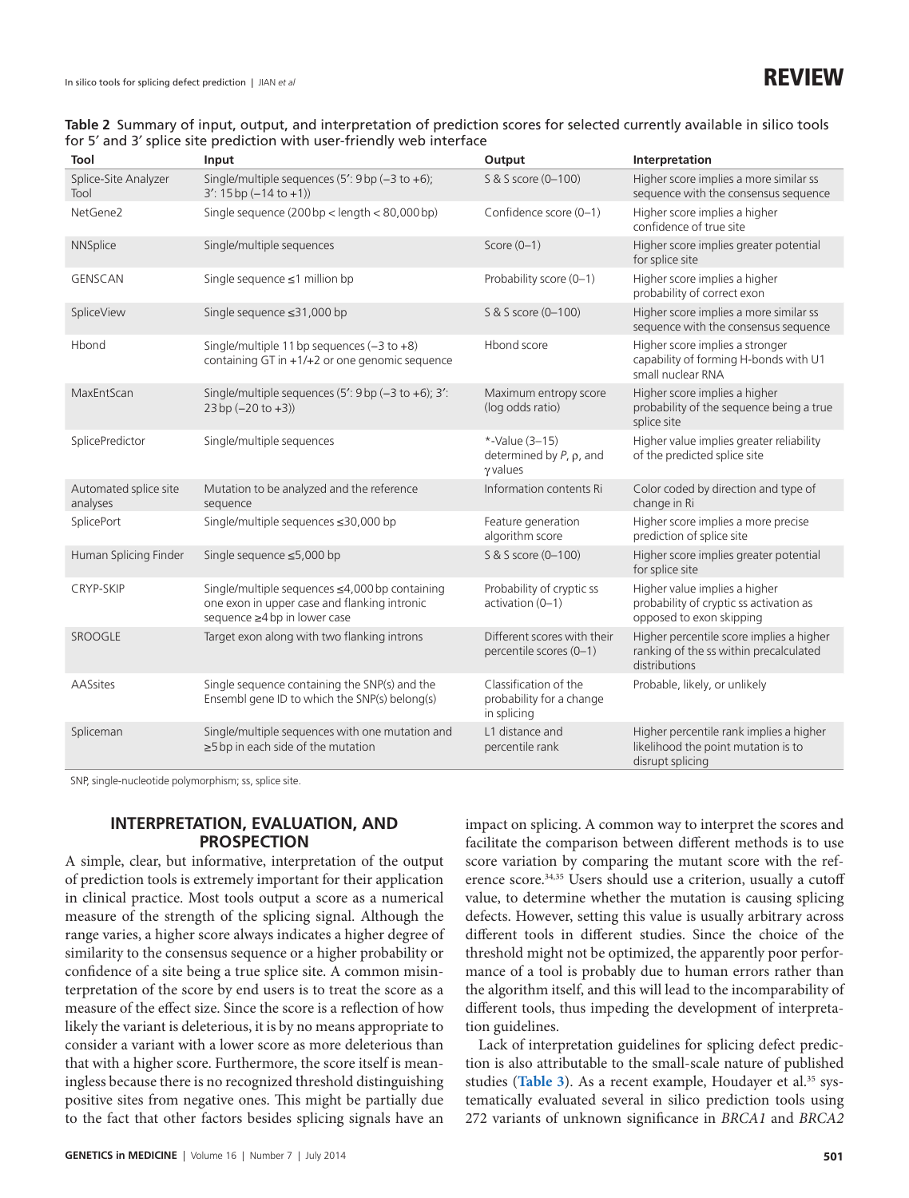**Table 2** Summary of input, output, and interpretation of prediction scores for selected currently available in silico tools for 5′ and 3′ splice site prediction with user-friendly web interface

| Tool | Input | Output | Interpretation |
|---|---|---|---|
| Splice-Site Analyzer Tool | Single/multiple sequences (5′: 9 bp (−3 to +6); 3′: 15 bp (−14 to +1)) | S & S score (0–100) | Higher score implies a more similar ss sequence with the consensus sequence |
| NetGene2 | Single sequence (200 bp < length < 80,000 bp) | Confidence score (0–1) | Higher score implies a higher confidence of true site |
| NNSplice | Single/multiple sequences | Score (0–1) | Higher score implies greater potential for splice site |
| GENSCAN | Single sequence ≤1 million bp | Probability score (0–1) | Higher score implies a higher probability of correct exon |
| SpliceView | Single sequence ≤31,000 bp | S & S score (0–100) | Higher score implies a more similar ss sequence with the consensus sequence |
| Hbond | Single/multiple 11 bp sequences (−3 to +8) containing GT in +1/+2 or one genomic sequence | Hbond score | Higher score implies a stronger capability of forming H-bonds with U1 small nuclear RNA |
| MaxEntScan | Single/multiple sequences (5′: 9 bp (−3 to +6); 3′: 23 bp (−20 to +3)) | Maximum entropy score (log odds ratio) | Higher score implies a higher probability of the sequence being a true splice site |
| SplicePredictor | Single/multiple sequences | *-Value (3–15) determined by $P$, $\rho$, and $\gamma$ values | Higher value implies greater reliability of the predicted splice site |
| Automated splice site analyses | Mutation to be analyzed and the reference sequence | Information contents Ri | Color coded by direction and type of change in Ri |
| SplicePort | Single/multiple sequences ≤30,000 bp | Feature generation algorithm score | Higher score implies a more precise prediction of splice site |
| Human Splicing Finder | Single sequence ≤5,000 bp | S & S score (0–100) | Higher score implies greater potential for splice site |
| CRYP-SKIP | Single/multiple sequences ≤4,000 bp containing one exon in upper case and flanking intronic sequence ≥4 bp in lower case | Probability of cryptic ss activation (0–1) | Higher value implies a higher probability of cryptic ss activation as opposed to exon skipping |
| SROOGLE | Target exon along with two flanking introns | Different scores with their percentile scores (0–1) | Higher percentile score implies a higher ranking of the ss within precalculated distributions |
| AASsites | Single sequence containing the SNP(s) and the Ensembl gene ID to which the SNP(s) belong(s) | Classification of the probability for a change in splicing | Probable, likely, or unlikely |
| Spliceman | Single/multiple sequences with one mutation and ≥5 bp in each side of the mutation | L1 distance and percentile rank | Higher percentile rank implies a higher likelihood the point mutation is to disrupt splicing |

SNP, single-nucleotide polymorphism; ss, splice site.

## INTERPRETATION, EVALUATION, AND PROSPECTION

A simple, clear, but informative, interpretation of the output of prediction tools is extremely important for their application in clinical practice. Most tools output a score as a numerical measure of the strength of the splicing signal. Although the range varies, a higher score always indicates a higher degree of similarity to the consensus sequence or a higher probability or confidence of a site being a true splice site. A common misinterpretation of the score by end users is to treat the score as a measure of the effect size. Since the score is a reflection of how likely the variant is deleterious, it is by no means appropriate to consider a variant with a lower score as more deleterious than that with a higher score. Furthermore, the score itself is meaningless because there is no recognized threshold distinguishing positive sites from negative ones. This might be partially due to the fact that other factors besides splicing signals have an impact on splicing. A common way to interpret the scores and facilitate the comparison between different methods is to use score variation by comparing the mutant score with the reference score.[34,35] Users should use a criterion, usually a cutoff value, to determine whether the mutation is causing splicing defects. However, setting this value is usually arbitrary across different tools in different studies. Since the choice of the threshold might not be optimized, the apparently poor performance of a tool is probably due to human errors rather than the algorithm itself, and this will lead to the incomparability of different tools, thus impeding the development of interpretation guidelines.

Lack of interpretation guidelines for splicing defect prediction is also attributable to the small-scale nature of published studies (**Table 3**). As a recent example, Houdayer et al.[35] systematically evaluated several in silico prediction tools using 272 variants of unknown significance in *BRCA1* and *BRCA2*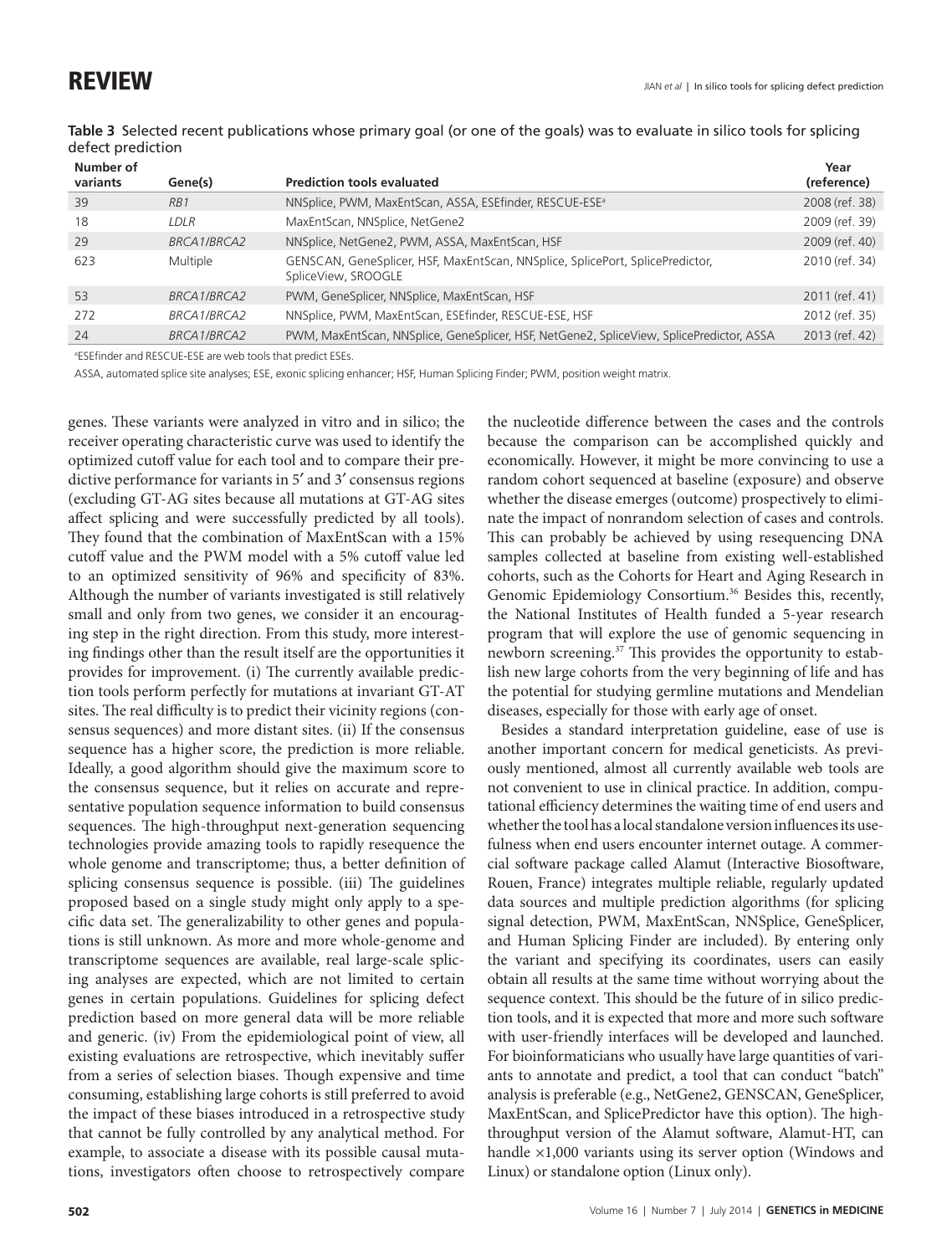**Table 3** Selected recent publications whose primary goal (or one of the goals) was to evaluate in silico tools for splicing defect prediction

| Number of variants | Gene(s) | Prediction tools evaluated | Year (reference) |
|---|---|---|---|
| 39 | *RB1* | NNSplice, PWM, MaxEntScan, ASSA, ESEfinder, RESCUE-ESE[a] | 2008 (ref. 38) |
| 18 | *LDLR* | MaxEntScan, NNSplice, NetGene2 | 2009 (ref. 39) |
| 29 | *BRCA1/BRCA2* | NNSplice, NetGene2, PWM, ASSA, MaxEntScan, HSF | 2009 (ref. 40) |
| 623 | Multiple | GENSCAN, GeneSplicer, HSF, MaxEntScan, NNSplice, SplicePort, SplicePredictor, SpliceView, SROOGLE | 2010 (ref. 34) |
| 53 | *BRCA1/BRCA2* | PWM, GeneSplicer, NNSplice, MaxEntScan, HSF | 2011 (ref. 41) |
| 272 | *BRCA1/BRCA2* | NNSplice, PWM, MaxEntScan, ESEfinder, RESCUE-ESE, HSF | 2012 (ref. 35) |
| 24 | *BRCA1/BRCA2* | PWM, MaxEntScan, NNSplice, GeneSplicer, HSF, NetGene2, SpliceView, SplicePredictor, ASSA | 2013 (ref. 42) |

[a]ESEfinder and RESCUE-ESE are web tools that predict ESEs.

ASSA, automated splice site analyses; ESE, exonic splicing enhancer; HSF, Human Splicing Finder; PWM, position weight matrix.

genes. These variants were analyzed in vitro and in silico; the receiver operating characteristic curve was used to identify the optimized cutoff value for each tool and to compare their predictive performance for variants in 5′ and 3′ consensus regions (excluding GT-AG sites because all mutations at GT-AG sites affect splicing and were successfully predicted by all tools). They found that the combination of MaxEntScan with a 15% cutoff value and the PWM model with a 5% cutoff value led to an optimized sensitivity of 96% and specificity of 83%. Although the number of variants investigated is still relatively small and only from two genes, we consider it an encouraging step in the right direction. From this study, more interesting findings other than the result itself are the opportunities it provides for improvement. (i) The currently available prediction tools perform perfectly for mutations at invariant GT-AT sites. The real difficulty is to predict their vicinity regions (consensus sequences) and more distant sites. (ii) If the consensus sequence has a higher score, the prediction is more reliable. Ideally, a good algorithm should give the maximum score to the consensus sequence, but it relies on accurate and representative population sequence information to build consensus sequences. The high-throughput next-generation sequencing technologies provide amazing tools to rapidly resequence the whole genome and transcriptome; thus, a better definition of splicing consensus sequence is possible. (iii) The guidelines proposed based on a single study might only apply to a specific data set. The generalizability to other genes and populations is still unknown. As more and more whole-genome and transcriptome sequences are available, real large-scale splicing analyses are expected, which are not limited to certain genes in certain populations. Guidelines for splicing defect prediction based on more general data will be more reliable and generic. (iv) From the epidemiological point of view, all existing evaluations are retrospective, which inevitably suffer from a series of selection biases. Though expensive and time consuming, establishing large cohorts is still preferred to avoid the impact of these biases introduced in a retrospective study that cannot be fully controlled by any analytical method. For example, to associate a disease with its possible causal mutations, investigators often choose to retrospectively compare the nucleotide difference between the cases and the controls because the comparison can be accomplished quickly and economically. However, it might be more convincing to use a random cohort sequenced at baseline (exposure) and observe whether the disease emerges (outcome) prospectively to eliminate the impact of nonrandom selection of cases and controls. This can probably be achieved by using resequencing DNA samples collected at baseline from existing well-established cohorts, such as the Cohorts for Heart and Aging Research in Genomic Epidemiology Consortium.[36] Besides this, recently, the National Institutes of Health funded a 5-year research program that will explore the use of genomic sequencing in newborn screening.[37] This provides the opportunity to establish new large cohorts from the very beginning of life and has the potential for studying germline mutations and Mendelian diseases, especially for those with early age of onset.

Besides a standard interpretation guideline, ease of use is another important concern for medical geneticists. As previously mentioned, almost all currently available web tools are not convenient to use in clinical practice. In addition, computational efficiency determines the waiting time of end users and whether the tool has a local standalone version influences its usefulness when end users encounter internet outage. A commercial software package called Alamut (Interactive Biosoftware, Rouen, France) integrates multiple reliable, regularly updated data sources and multiple prediction algorithms (for splicing signal detection, PWM, MaxEntScan, NNSplice, GeneSplicer, and Human Splicing Finder are included). By entering only the variant and specifying its coordinates, users can easily obtain all results at the same time without worrying about the sequence context. This should be the future of in silico prediction tools, and it is expected that more and more such software with user-friendly interfaces will be developed and launched. For bioinformaticians who usually have large quantities of variants to annotate and predict, a tool that can conduct "batch" analysis is preferable (e.g., NetGene2, GENSCAN, GeneSplicer, MaxEntScan, and SplicePredictor have this option). The high-throughput version of the Alamut software, Alamut-HT, can handle ×1,000 variants using its server option (Windows and Linux) or standalone option (Linux only).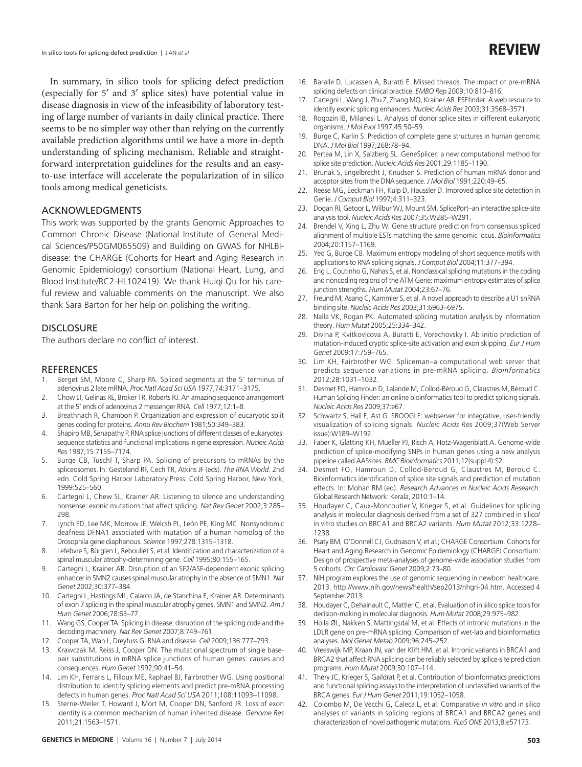In summary, in silico tools for splicing defect prediction (especially for 5′ and 3′ splice sites) have potential value in disease diagnosis in view of the infeasibility of laboratory testing of large number of variants in daily clinical practice. There seems to be no simpler way other than relying on the currently available prediction algorithms until we have a more in-depth understanding of splicing mechanism. Reliable and straightforward interpretation guidelines for the results and an easy-to-use interface will accelerate the popularization of in silico tools among medical geneticists.

## ACKNOWLEDGMENTS

This work was supported by the grants Genomic Approaches to Common Chronic Disease (National Institute of General Medical Sciences/P50GM065509) and Building on GWAS for NHLBI-disease: the CHARGE (Cohorts for Heart and Aging Research in Genomic Epidemiology) consortium (National Heart, Lung, and Blood Institute/RC2-HL102419). We thank Huiqi Qu for his careful review and valuable comments on the manuscript. We also thank Sara Barton for her help on polishing the writing.

## DISCLOSURE

The authors declare no conflict of interest.

## REFERENCES

1. Berget SM, Moore C, Sharp PA. Spliced segments at the 5′ terminus of adenovirus 2 late mRNA. *Proc Natl Acad Sci USA* 1977;74:3171–3175.
2. Chow LT, Gelinas RE, Broker TR, Roberts RJ. An amazing sequence arrangement at the 5′ ends of adenovirus 2 messenger RNA. *Cell* 1977;12:1–8.
3. Breathnach R, Chambon P. Organization and expression of eucaryotic split genes coding for proteins. *Annu Rev Biochem* 1981;50:349–383.
4. Shapiro MB, Senapathy P. RNA splice junctions of different classes of eukaryotes: sequence statistics and functional implications in gene expression. *Nucleic Acids Res* 1987;15:7155–7174.
5. Burge CB, Tuschl T, Sharp PA. Splicing of precursors to mRNAs by the spliceosomes. In: Gesteland RF, Cech TR, Atkins JF (eds). *The RNA World*. 2nd edn. Cold Spring Harbor Laboratory Press: Cold Spring Harbor, New York, 1999:525–560.
6. Cartegni L, Chew SL, Krainer AR. Listening to silence and understanding nonsense: exonic mutations that affect splicing. *Nat Rev Genet* 2002;3:285–298.
7. Lynch ED, Lee MK, Morrow JE, Welcsh PL, León PE, King MC. Nonsyndromic deafness DFNA1 associated with mutation of a human homolog of the Drosophila gene diaphanous. *Science* 1997;278:1315–1318.
8. Lefebvre S, Bürglen L, Reboullet S, et al. Identification and characterization of a spinal muscular atrophy-determining gene. *Cell* 1995;80:155–165.
9. Cartegni L, Krainer AR. Disruption of an SF2/ASF-dependent exonic splicing enhancer in SMN2 causes spinal muscular atrophy in the absence of SMN1. *Nat Genet* 2002;30:377–384.
10. Cartegni L, Hastings ML, Calarco JA, de Stanchina E, Krainer AR. Determinants of exon 7 splicing in the spinal muscular atrophy genes, SMN1 and SMN2. *Am J Hum Genet* 2006;78:63–77.
11. Wang GS, Cooper TA. Splicing in disease: disruption of the splicing code and the decoding machinery. *Nat Rev Genet* 2007;8:749–761.
12. Cooper TA, Wan L, Dreyfuss G. RNA and disease. *Cell* 2009;136:777–793.
13. Krawczak M, Reiss J, Cooper DN. The mutational spectrum of single base-pair substitutions in mRNA splice junctions of human genes: causes and consequences. *Hum Genet* 1992;90:41–54.
14. Lim KH, Ferraris L, Filloux ME, Raphael BJ, Fairbrother WG. Using positional distribution to identify splicing elements and predict pre-mRNA processing defects in human genes. *Proc Natl Acad Sci USA* 2011;108:11093–11098.
15. Sterne-Weiler T, Howard J, Mort M, Cooper DN, Sanford JR. Loss of exon identity is a common mechanism of human inherited disease. *Genome Res* 2011;21:1563–1571.
16. Baralle D, Lucassen A, Buratti E. Missed threads. The impact of pre-mRNA splicing defects on clinical practice. *EMBO Rep* 2009;10:810–816.
17. Cartegni L, Wang J, Zhu Z, Zhang MQ, Krainer AR. ESEfinder: A web resource to identify exonic splicing enhancers. *Nucleic Acids Res* 2003;31:3568–3571.
18. Rogozin IB, Milanesi L. Analysis of donor splice sites in different eukaryotic organisms. *J Mol Evol* 1997;45:50–59.
19. Burge C, Karlin S. Prediction of complete gene structures in human genomic DNA. *J Mol Biol* 1997;268:78–94.
20. Pertea M, Lin X, Salzberg SL. GeneSplicer: a new computational method for splice site prediction. *Nucleic Acids Res* 2001;29:1185–1190.
21. Brunak S, Engelbrecht J, Knudsen S. Prediction of human mRNA donor and acceptor sites from the DNA sequence. *J Mol Biol* 1991;220:49–65.
22. Reese MG, Eeckman FH, Kulp D, Haussler D. Improved splice site detection in Genie. *J Comput Biol* 1997;4:311–323.
23. Dogan RI, Getoor L, Wilbur WJ, Mount SM. SplicePort–an interactive splice-site analysis tool. *Nucleic Acids Res* 2007;35:W285–W291.
24. Brendel V, Xing L, Zhu W. Gene structure prediction from consensus spliced alignment of multiple ESTs matching the same genomic locus. *Bioinformatics* 2004;20:1157–1169.
25. Yeo G, Burge CB. Maximum entropy modeling of short sequence motifs with applications to RNA splicing signals. *J Comput Biol* 2004;11:377–394.
26. Eng L, Coutinho G, Nahas S, et al. Nonclassical splicing mutations in the coding and noncoding regions of the ATM Gene: maximum entropy estimates of splice junction strengths. *Hum Mutat* 2004;23:67–76.
27. Freund M, Asang C, Kammler S, et al. A novel approach to describe a U1 snRNA binding site. *Nucleic Acids Res* 2003;31:6963–6975.
28. Nalla VK, Rogan PK. Automated splicing mutation analysis by information theory. *Hum Mutat* 2005;25:334–342.
29. Divina P, Kvitkovicova A, Buratti E, Vorechovsky I. Ab initio prediction of mutation-induced cryptic splice-site activation and exon skipping. *Eur J Hum Genet* 2009;17:759–765.
30. Lim KH, Fairbrother WG. Spliceman–a computational web server that predicts sequence variations in pre-mRNA splicing. *Bioinformatics* 2012;28:1031–1032.
31. Desmet FO, Hamroun D, Lalande M, Collod-Béroud G, Claustres M, Béroud C. Human Splicing Finder: an online bioinformatics tool to predict splicing signals. *Nucleic Acids Res* 2009;37:e67.
32. Schwartz S, Hall E, Ast G. SROOGLE: webserver for integrative, user-friendly visualization of splicing signals. *Nucleic Acids Res* 2009;37(Web Server issue):W189–W192.
33. Faber K, Glatting KH, Mueller PJ, Risch A, Hotz-Wagenblatt A. Genome-wide prediction of splice-modifying SNPs in human genes using a new analysis pipeline called AASsites. *BMC Bioinformatics* 2011;12(suppl 4):S2.
34. Desmet FO, Hamroun D, Collod-Beroud G, Claustres M, Beroud C. Bioinformatics identification of splice site signals and prediction of mutation effects. In: Mohan RM (ed). *Research Advances in Nucleic Acids Research*. Global Research Network: Kerala, 2010:1–14.
35. Houdayer C, Caux-Moncoutier V, Krieger S, et al. Guidelines for splicing analysis in molecular diagnosis derived from a set of 327 combined in silico/in vitro studies on BRCA1 and BRCA2 variants. *Hum Mutat* 2012;33:1228–1238.
36. Psaty BM, O'Donnell CJ, Gudnason V, et al.; CHARGE Consortium. Cohorts for Heart and Aging Research in Genomic Epidemiology (CHARGE) Consortium: Design of prospective meta-analyses of genome-wide association studies from 5 cohorts. *Circ Cardiovasc Genet* 2009;2:73–80.
37. NIH program explores the use of genomic sequencing in newborn healthcare. 2013. http://www.nih.gov/news/health/sep2013/nhgri-04.htm. Accessed 4 September 2013.
38. Houdayer C, Dehainault C, Mattler C, et al. Evaluation of in silico splice tools for decision-making in molecular diagnosis. *Hum Mutat* 2008;29:975–982.
39. Holla ØL, Nakken S, Mattingsdal M, et al. Effects of intronic mutations in the LDLR gene on pre-mRNA splicing: Comparison of wet-lab and bioinformatics analyses. *Mol Genet Metab* 2009;96:245–252.
40. Vreeswijk MP, Kraan JN, van der Klift HM, et al. Intronic variants in BRCA1 and BRCA2 that affect RNA splicing can be reliably selected by splice-site prediction programs. *Hum Mutat* 2009;30:107–114.
41. Théry JC, Krieger S, Gaildrat P, et al. Contribution of bioinformatics predictions and functional splicing assays to the interpretation of unclassified variants of the BRCA genes. *Eur J Hum Genet* 2011;19:1052–1058.
42. Colombo M, De Vecchi G, Caleca L, et al. Comparative *in vitro* and in silico analyses of variants in splicing regions of BRCA1 and BRCA2 genes and characterization of novel pathogenic mutations. *PLoS ONE* 2013;8:e57173.